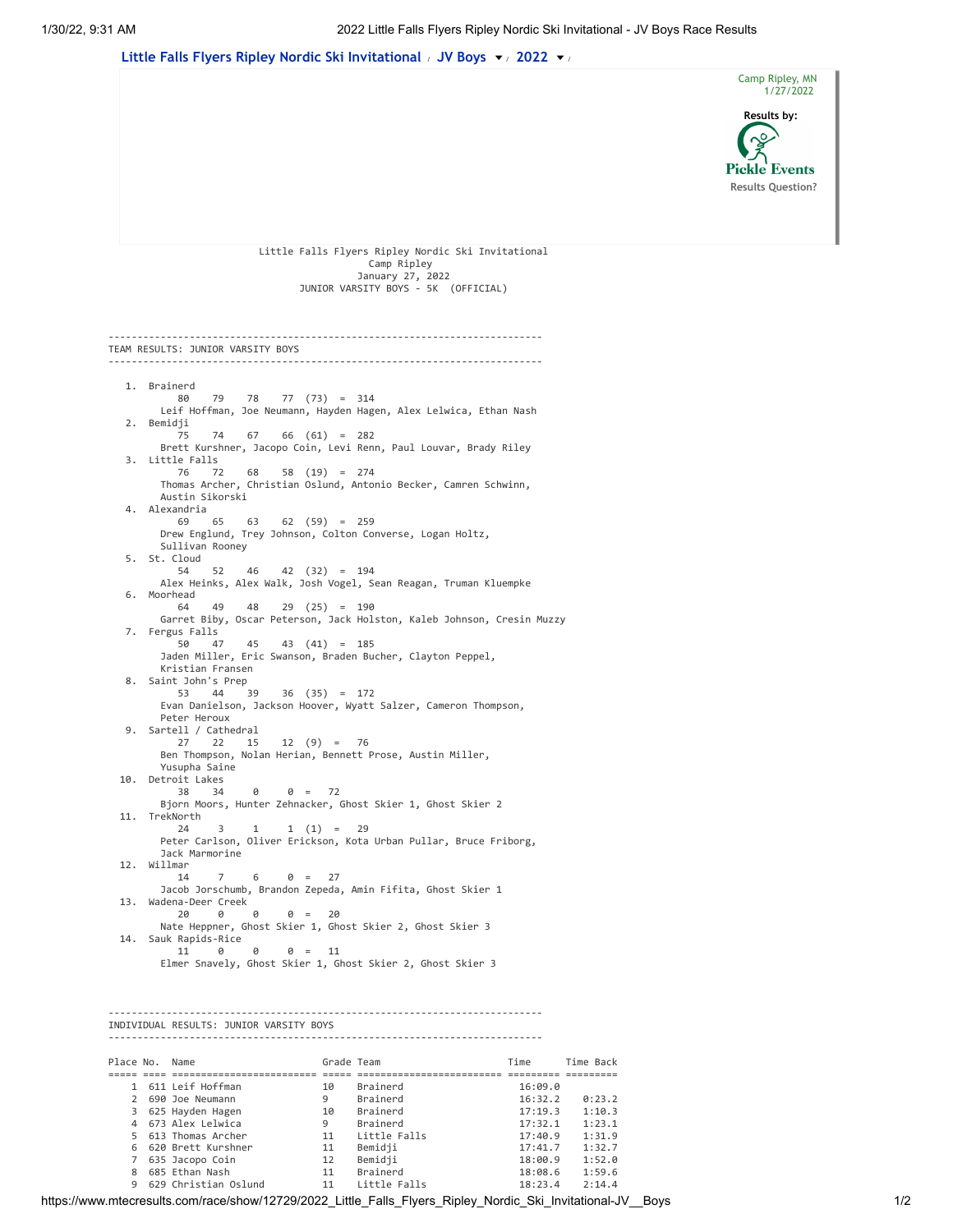Little Falls Flyers Ripley Nordic Ski Invitational / JV Boys / 2022

Camp Ripley, MN
1/27/2022

Results by: Pickle Events
Results Question?

# Little Falls Flyers Ripley Nordic Ski Invitational

Camp Ripley
January 27, 2022
JUNIOR VARSITY BOYS - 5K (OFFICIAL)

## TEAM RESULTS: JUNIOR VARSITY BOYS

1. Brainerd
   80 79 78 77 (73) = 314
   Leif Hoffman, Joe Neumann, Hayden Hagen, Alex Lelwica, Ethan Nash
2. Bemidji
   75 74 67 66 (61) = 282
   Brett Kurshner, Jacopo Coin, Levi Renn, Paul Louvar, Brady Riley
3. Little Falls
   76 72 68 58 (19) = 274
   Thomas Archer, Christian Oslund, Antonio Becker, Camren Schwinn, Austin Sikorski
4. Alexandria
   69 65 63 62 (59) = 259
   Drew Englund, Trey Johnson, Colton Converse, Logan Holtz, Sullivan Rooney
5. St. Cloud
   54 52 46 42 (32) = 194
   Alex Heinks, Alex Walk, Josh Vogel, Sean Reagan, Truman Kluempke
6. Moorhead
   64 49 48 29 (25) = 190
   Garret Biby, Oscar Peterson, Jack Holston, Kaleb Johnson, Cresin Muzzy
7. Fergus Falls
   50 47 45 43 (41) = 185
   Jaden Miller, Eric Swanson, Braden Bucher, Clayton Peppel, Kristian Fransen
8. Saint John's Prep
   53 44 39 36 (35) = 172
   Evan Danielson, Jackson Hoover, Wyatt Salzer, Cameron Thompson, Peter Heroux
9. Sartell / Cathedral
   27 22 15 12 (9) = 76
   Ben Thompson, Nolan Herian, Bennett Prose, Austin Miller, Yusupha Saine
10. Detroit Lakes
    38 34 0 0 = 72
    Bjorn Moors, Hunter Zehnacker, Ghost Skier 1, Ghost Skier 2
11. TrekNorth
    24 3 1 1 (1) = 29
    Peter Carlson, Oliver Erickson, Kota Urban Pullar, Bruce Friborg, Jack Marmorine
12. Willmar
    14 7 6 0 = 27
    Jacob Jorschumb, Brandon Zepeda, Amin Fifita, Ghost Skier 1
13. Wadena-Deer Creek
    20 0 0 0 = 20
    Nate Heppner, Ghost Skier 1, Ghost Skier 2, Ghost Skier 3
14. Sauk Rapids-Rice
    11 0 0 0 = 11
    Elmer Snavely, Ghost Skier 1, Ghost Skier 2, Ghost Skier 3

## INDIVIDUAL RESULTS: JUNIOR VARSITY BOYS

| Place | No. | Name | Grade | Team | Time | Time Back |
|---|---|---|---|---|---|---|
| 1 | 611 | Leif Hoffman | 10 | Brainerd | 16:09.0 | |
| 2 | 690 | Joe Neumann | 9 | Brainerd | 16:32.2 | 0:23.2 |
| 3 | 625 | Hayden Hagen | 10 | Brainerd | 17:19.3 | 1:10.3 |
| 4 | 673 | Alex Lelwica | 9 | Brainerd | 17:32.1 | 1:23.1 |
| 5 | 613 | Thomas Archer | 11 | Little Falls | 17:40.9 | 1:31.9 |
| 6 | 620 | Brett Kurshner | 11 | Bemidji | 17:41.7 | 1:32.7 |
| 7 | 635 | Jacopo Coin | 12 | Bemidji | 18:00.9 | 1:52.0 |
| 8 | 685 | Ethan Nash | 11 | Brainerd | 18:08.6 | 1:59.6 |
| 9 | 629 | Christian Oslund | 11 | Little Falls | 18:23.4 | 2:14.4 |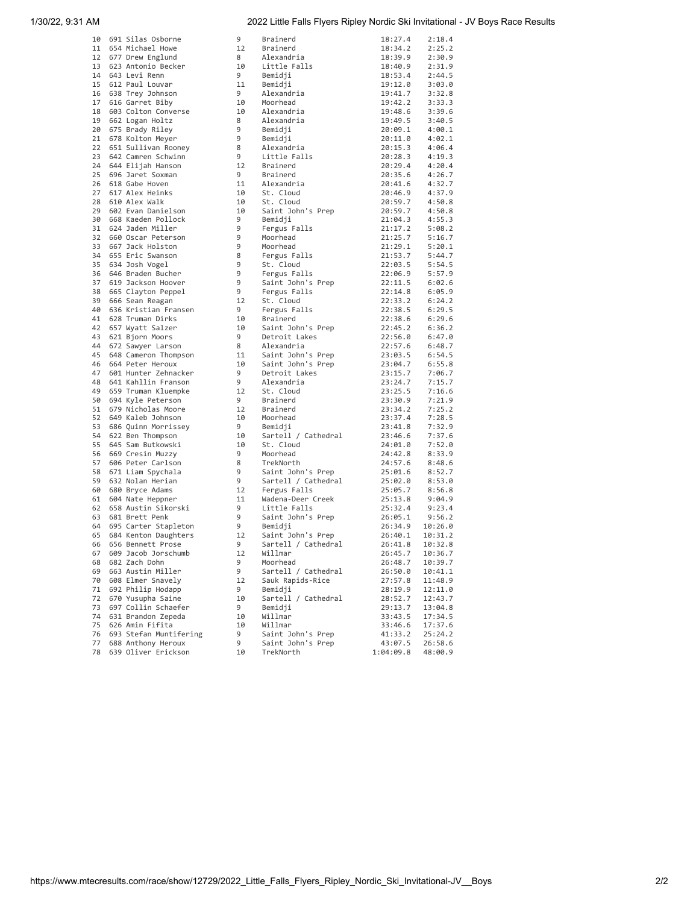| | | | | | | |
|---|---|---|---|---|---|---|
| 10 | 691 | Silas Osborne | 9 | Brainerd | 18:27.4 | 2:18.4 |
| 11 | 654 | Michael Howe | 12 | Brainerd | 18:34.2 | 2:25.2 |
| 12 | 677 | Drew Englund | 8 | Alexandria | 18:39.9 | 2:30.9 |
| 13 | 623 | Antonio Becker | 10 | Little Falls | 18:40.9 | 2:31.9 |
| 14 | 643 | Levi Renn | 9 | Bemidji | 18:53.4 | 2:44.5 |
| 15 | 612 | Paul Louvar | 11 | Bemidji | 19:12.0 | 3:03.0 |
| 16 | 638 | Trey Johnson | 9 | Alexandria | 19:41.7 | 3:32.8 |
| 17 | 616 | Garret Biby | 10 | Moorhead | 19:42.2 | 3:33.3 |
| 18 | 603 | Colton Converse | 10 | Alexandria | 19:48.6 | 3:39.6 |
| 19 | 662 | Logan Holtz | 8 | Alexandria | 19:49.5 | 3:40.5 |
| 20 | 675 | Brady Riley | 9 | Bemidji | 20:09.1 | 4:00.1 |
| 21 | 678 | Kolton Meyer | 9 | Bemidji | 20:11.0 | 4:02.1 |
| 22 | 651 | Sullivan Rooney | 8 | Alexandria | 20:15.3 | 4:06.4 |
| 23 | 642 | Camren Schwinn | 9 | Little Falls | 20:28.3 | 4:19.3 |
| 24 | 644 | Elijah Hanson | 12 | Brainerd | 20:29.4 | 4:20.4 |
| 25 | 696 | Jaret Soxman | 9 | Brainerd | 20:35.6 | 4:26.7 |
| 26 | 618 | Gabe Hoven | 11 | Alexandria | 20:41.6 | 4:32.7 |
| 27 | 617 | Alex Heinks | 10 | St. Cloud | 20:46.9 | 4:37.9 |
| 28 | 610 | Alex Walk | 10 | St. Cloud | 20:59.7 | 4:50.8 |
| 29 | 602 | Evan Danielson | 10 | Saint John's Prep | 20:59.7 | 4:50.8 |
| 30 | 668 | Kaeden Pollock | 9 | Bemidji | 21:04.3 | 4:55.3 |
| 31 | 624 | Jaden Miller | 9 | Fergus Falls | 21:17.2 | 5:08.2 |
| 32 | 660 | Oscar Peterson | 9 | Moorhead | 21:25.7 | 5:16.7 |
| 33 | 667 | Jack Holston | 9 | Moorhead | 21:29.1 | 5:20.1 |
| 34 | 655 | Eric Swanson | 8 | Fergus Falls | 21:53.7 | 5:44.7 |
| 35 | 634 | Josh Vogel | 9 | St. Cloud | 22:03.5 | 5:54.5 |
| 36 | 646 | Braden Bucher | 9 | Fergus Falls | 22:06.9 | 5:57.9 |
| 37 | 619 | Jackson Hoover | 9 | Saint John's Prep | 22:11.5 | 6:02.6 |
| 38 | 665 | Clayton Peppel | 9 | Fergus Falls | 22:14.8 | 6:05.9 |
| 39 | 666 | Sean Reagan | 12 | St. Cloud | 22:33.2 | 6:24.2 |
| 40 | 636 | Kristian Fransen | 9 | Fergus Falls | 22:38.5 | 6:29.5 |
| 41 | 628 | Truman Dirks | 10 | Brainerd | 22:38.6 | 6:29.6 |
| 42 | 657 | Wyatt Salzer | 10 | Saint John's Prep | 22:45.2 | 6:36.2 |
| 43 | 621 | Bjorn Moors | 9 | Detroit Lakes | 22:56.0 | 6:47.0 |
| 44 | 672 | Sawyer Larson | 8 | Alexandria | 22:57.6 | 6:48.7 |
| 45 | 648 | Cameron Thompson | 11 | Saint John's Prep | 23:03.5 | 6:54.5 |
| 46 | 664 | Peter Heroux | 10 | Saint John's Prep | 23:04.7 | 6:55.8 |
| 47 | 601 | Hunter Zehnacker | 9 | Detroit Lakes | 23:15.7 | 7:06.7 |
| 48 | 641 | Kahllin Franson | 9 | Alexandria | 23:24.7 | 7:15.7 |
| 49 | 659 | Truman Kluempke | 12 | St. Cloud | 23:25.5 | 7:16.6 |
| 50 | 694 | Kyle Peterson | 9 | Brainerd | 23:30.9 | 7:21.9 |
| 51 | 679 | Nicholas Moore | 12 | Brainerd | 23:34.2 | 7:25.2 |
| 52 | 649 | Kaleb Johnson | 10 | Moorhead | 23:37.4 | 7:28.5 |
| 53 | 686 | Quinn Morrissey | 9 | Bemidji | 23:41.8 | 7:32.9 |
| 54 | 622 | Ben Thompson | 10 | Sartell / Cathedral | 23:46.6 | 7:37.6 |
| 55 | 645 | Sam Butkowski | 10 | St. Cloud | 24:01.0 | 7:52.0 |
| 56 | 669 | Cresin Muzzy | 9 | Moorhead | 24:42.8 | 8:33.9 |
| 57 | 606 | Peter Carlson | 8 | TrekNorth | 24:57.6 | 8:48.6 |
| 58 | 671 | Liam Spychala | 9 | Saint John's Prep | 25:01.6 | 8:52.7 |
| 59 | 632 | Nolan Herian | 9 | Sartell / Cathedral | 25:02.0 | 8:53.0 |
| 60 | 680 | Bryce Adams | 12 | Fergus Falls | 25:05.7 | 8:56.8 |
| 61 | 604 | Nate Heppner | 11 | Wadena-Deer Creek | 25:13.8 | 9:04.9 |
| 62 | 658 | Austin Sikorski | 9 | Little Falls | 25:32.4 | 9:23.4 |
| 63 | 681 | Brett Penk | 9 | Saint John's Prep | 26:05.1 | 9:56.2 |
| 64 | 695 | Carter Stapleton | 9 | Bemidji | 26:34.9 | 10:26.0 |
| 65 | 684 | Kenton Daughters | 12 | Saint John's Prep | 26:40.1 | 10:31.2 |
| 66 | 656 | Bennett Prose | 9 | Sartell / Cathedral | 26:41.8 | 10:32.8 |
| 67 | 609 | Jacob Jorschumb | 12 | Willmar | 26:45.7 | 10:36.7 |
| 68 | 682 | Zach Dohn | 9 | Moorhead | 26:48.7 | 10:39.7 |
| 69 | 663 | Austin Miller | 9 | Sartell / Cathedral | 26:50.0 | 10:41.1 |
| 70 | 608 | Elmer Snavely | 12 | Sauk Rapids-Rice | 27:57.8 | 11:48.9 |
| 71 | 692 | Philip Hodapp | 9 | Bemidji | 28:19.9 | 12:11.0 |
| 72 | 670 | Yusupha Saine | 10 | Sartell / Cathedral | 28:52.7 | 12:43.7 |
| 73 | 697 | Collin Schaefer | 9 | Bemidji | 29:13.7 | 13:04.8 |
| 74 | 631 | Brandon Zepeda | 10 | Willmar | 33:43.5 | 17:34.5 |
| 75 | 626 | Amin Fifita | 10 | Willmar | 33:46.6 | 17:37.6 |
| 76 | 693 | Stefan Muntifering | 9 | Saint John's Prep | 41:33.2 | 25:24.2 |
| 77 | 688 | Anthony Heroux | 9 | Saint John's Prep | 43:07.5 | 26:58.6 |
| 78 | 639 | Oliver Erickson | 10 | TrekNorth | 1:04:09.8 | 48:00.9 |